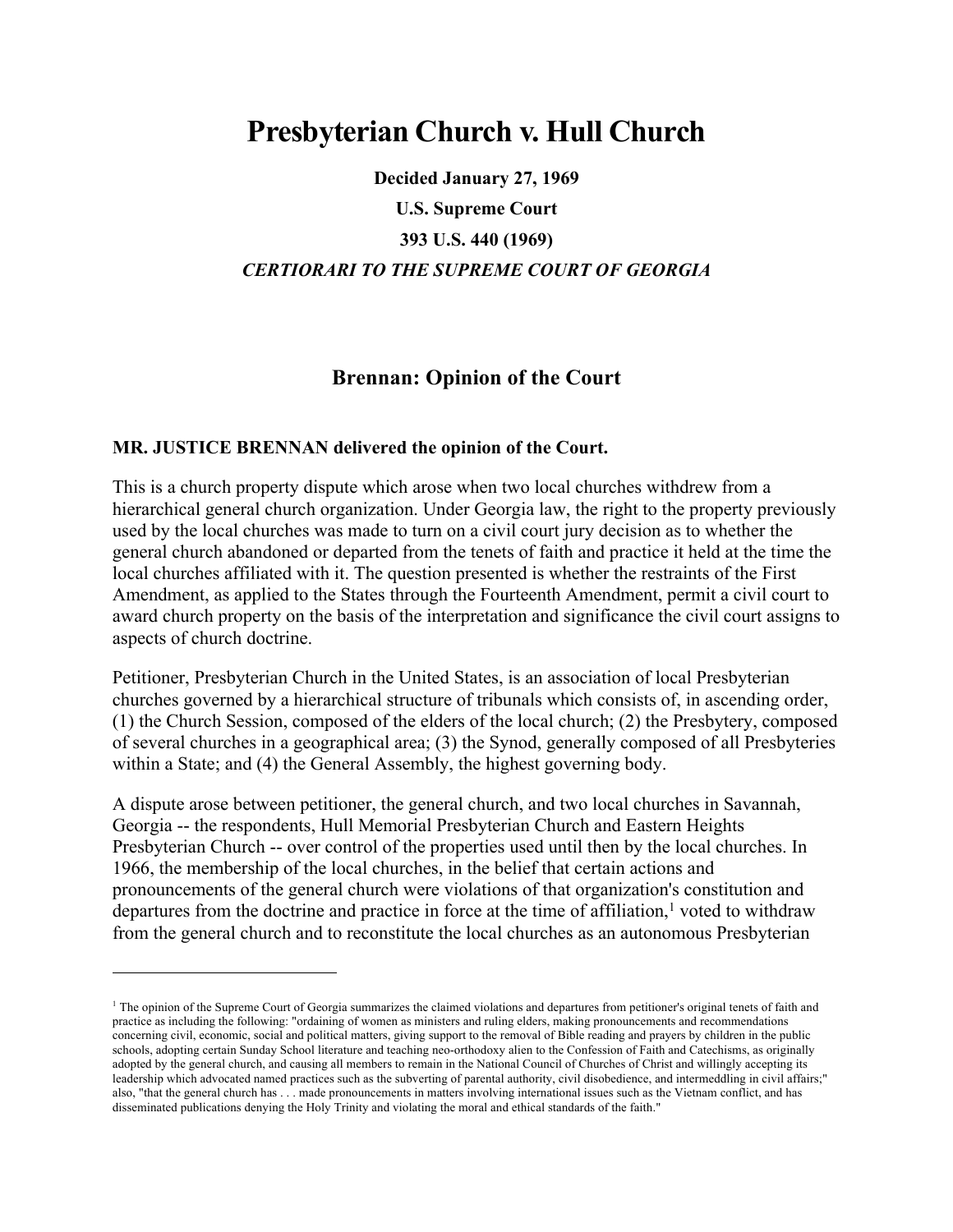# Presbyterian Church v. Hull Church

**Decided January 27, 1969**

**U.S. Supreme Court**

**393 U.S. 440 (1969)**

***CERTIORARI TO THE SUPREME COURT OF GEORGIA***

## Brennan: Opinion of the Court

**MR. JUSTICE BRENNAN delivered the opinion of the Court.**

This is a church property dispute which arose when two local churches withdrew from a hierarchical general church organization. Under Georgia law, the right to the property previously used by the local churches was made to turn on a civil court jury decision as to whether the general church abandoned or departed from the tenets of faith and practice it held at the time the local churches affiliated with it. The question presented is whether the restraints of the First Amendment, as applied to the States through the Fourteenth Amendment, permit a civil court to award church property on the basis of the interpretation and significance the civil court assigns to aspects of church doctrine.

Petitioner, Presbyterian Church in the United States, is an association of local Presbyterian churches governed by a hierarchical structure of tribunals which consists of, in ascending order, (1) the Church Session, composed of the elders of the local church; (2) the Presbytery, composed of several churches in a geographical area; (3) the Synod, generally composed of all Presbyteries within a State; and (4) the General Assembly, the highest governing body.

A dispute arose between petitioner, the general church, and two local churches in Savannah, Georgia -- the respondents, Hull Memorial Presbyterian Church and Eastern Heights Presbyterian Church -- over control of the properties used until then by the local churches. In 1966, the membership of the local churches, in the belief that certain actions and pronouncements of the general church were violations of that organization's constitution and departures from the doctrine and practice in force at the time of affiliation,[1] voted to withdraw from the general church and to reconstitute the local churches as an autonomous Presbyterian

---

[1] The opinion of the Supreme Court of Georgia summarizes the claimed violations and departures from petitioner's original tenets of faith and practice as including the following: "ordaining of women as ministers and ruling elders, making pronouncements and recommendations concerning civil, economic, social and political matters, giving support to the removal of Bible reading and prayers by children in the public schools, adopting certain Sunday School literature and teaching neo-orthodoxy alien to the Confession of Faith and Catechisms, as originally adopted by the general church, and causing all members to remain in the National Council of Churches of Christ and willingly accepting its leadership which advocated named practices such as the subverting of parental authority, civil disobedience, and intermeddling in civil affairs;" also, "that the general church has . . . made pronouncements in matters involving international issues such as the Vietnam conflict, and has disseminated publications denying the Holy Trinity and violating the moral and ethical standards of the faith."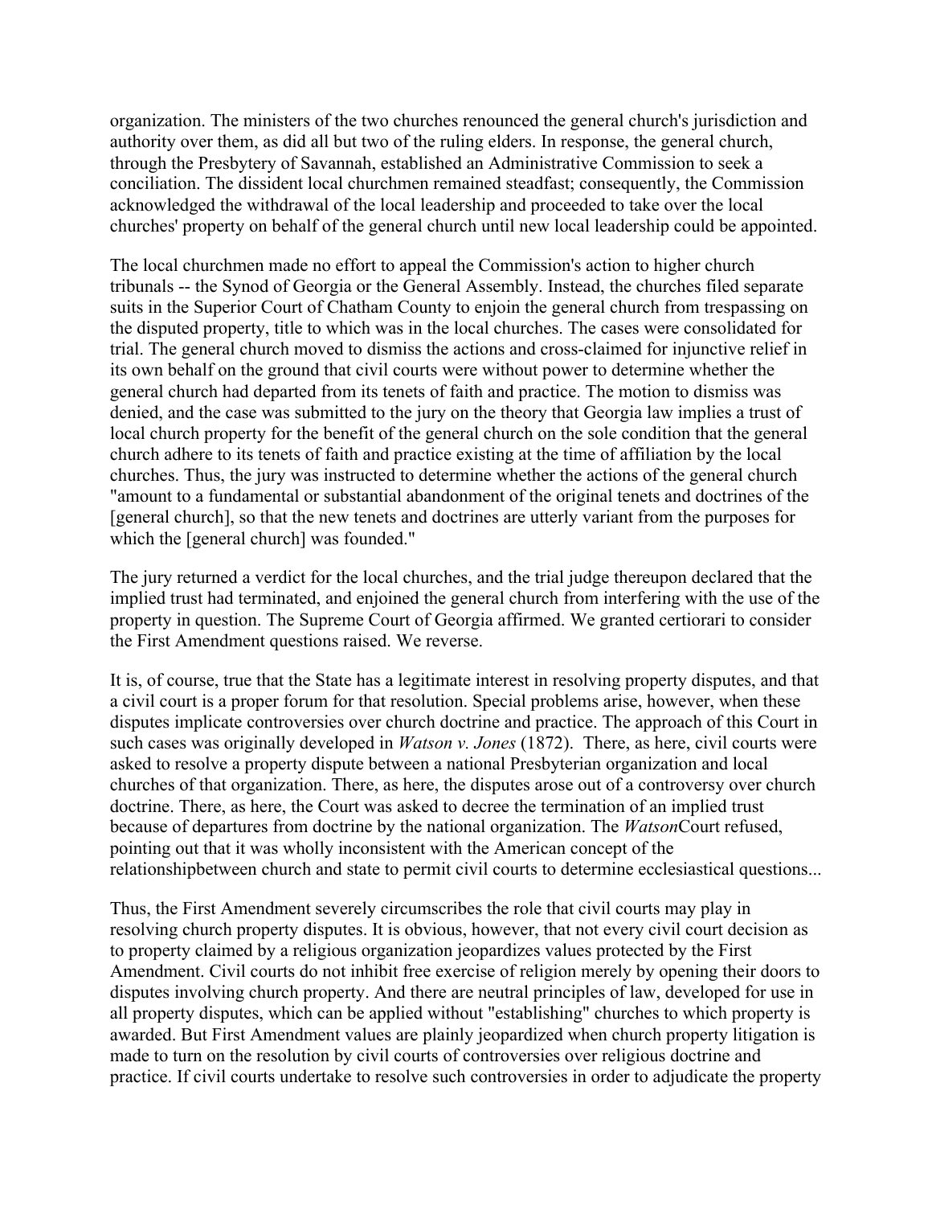organization. The ministers of the two churches renounced the general church's jurisdiction and authority over them, as did all but two of the ruling elders. In response, the general church, through the Presbytery of Savannah, established an Administrative Commission to seek a conciliation. The dissident local churchmen remained steadfast; consequently, the Commission acknowledged the withdrawal of the local leadership and proceeded to take over the local churches' property on behalf of the general church until new local leadership could be appointed.

The local churchmen made no effort to appeal the Commission's action to higher church tribunals -- the Synod of Georgia or the General Assembly. Instead, the churches filed separate suits in the Superior Court of Chatham County to enjoin the general church from trespassing on the disputed property, title to which was in the local churches. The cases were consolidated for trial. The general church moved to dismiss the actions and cross-claimed for injunctive relief in its own behalf on the ground that civil courts were without power to determine whether the general church had departed from its tenets of faith and practice. The motion to dismiss was denied, and the case was submitted to the jury on the theory that Georgia law implies a trust of local church property for the benefit of the general church on the sole condition that the general church adhere to its tenets of faith and practice existing at the time of affiliation by the local churches. Thus, the jury was instructed to determine whether the actions of the general church "amount to a fundamental or substantial abandonment of the original tenets and doctrines of the [general church], so that the new tenets and doctrines are utterly variant from the purposes for which the [general church] was founded."

The jury returned a verdict for the local churches, and the trial judge thereupon declared that the implied trust had terminated, and enjoined the general church from interfering with the use of the property in question. The Supreme Court of Georgia affirmed. We granted certiorari to consider the First Amendment questions raised. We reverse.

It is, of course, true that the State has a legitimate interest in resolving property disputes, and that a civil court is a proper forum for that resolution. Special problems arise, however, when these disputes implicate controversies over church doctrine and practice. The approach of this Court in such cases was originally developed in *Watson v. Jones* (1872). There, as here, civil courts were asked to resolve a property dispute between a national Presbyterian organization and local churches of that organization. There, as here, the disputes arose out of a controversy over church doctrine. There, as here, the Court was asked to decree the termination of an implied trust because of departures from doctrine by the national organization. The *Watson*Court refused, pointing out that it was wholly inconsistent with the American concept of the relationshipbetween church and state to permit civil courts to determine ecclesiastical questions...

Thus, the First Amendment severely circumscribes the role that civil courts may play in resolving church property disputes. It is obvious, however, that not every civil court decision as to property claimed by a religious organization jeopardizes values protected by the First Amendment. Civil courts do not inhibit free exercise of religion merely by opening their doors to disputes involving church property. And there are neutral principles of law, developed for use in all property disputes, which can be applied without "establishing" churches to which property is awarded. But First Amendment values are plainly jeopardized when church property litigation is made to turn on the resolution by civil courts of controversies over religious doctrine and practice. If civil courts undertake to resolve such controversies in order to adjudicate the property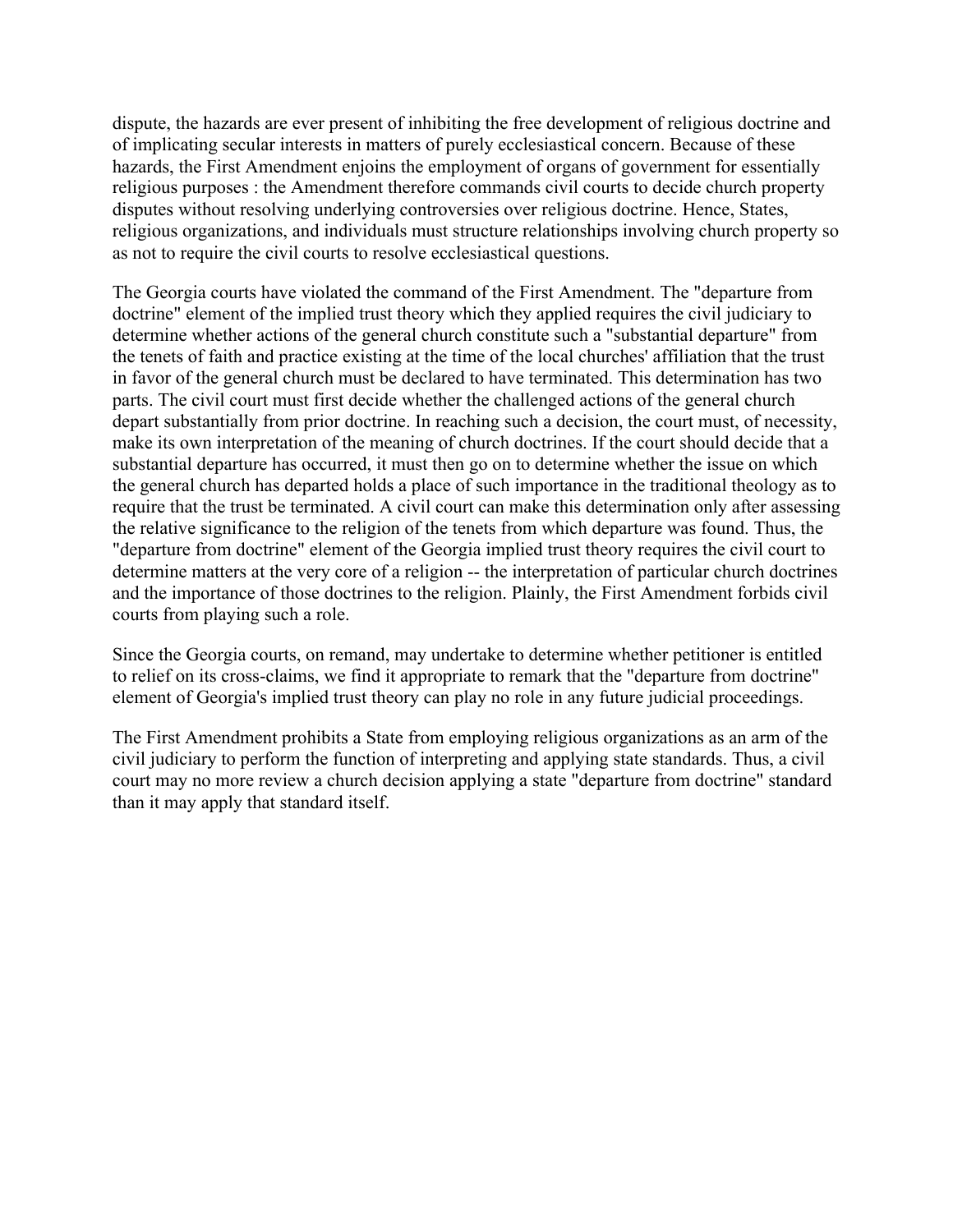dispute, the hazards are ever present of inhibiting the free development of religious doctrine and of implicating secular interests in matters of purely ecclesiastical concern. Because of these hazards, the First Amendment enjoins the employment of organs of government for essentially religious purposes : the Amendment therefore commands civil courts to decide church property disputes without resolving underlying controversies over religious doctrine. Hence, States, religious organizations, and individuals must structure relationships involving church property so as not to require the civil courts to resolve ecclesiastical questions.

The Georgia courts have violated the command of the First Amendment. The "departure from doctrine" element of the implied trust theory which they applied requires the civil judiciary to determine whether actions of the general church constitute such a "substantial departure" from the tenets of faith and practice existing at the time of the local churches' affiliation that the trust in favor of the general church must be declared to have terminated. This determination has two parts. The civil court must first decide whether the challenged actions of the general church depart substantially from prior doctrine. In reaching such a decision, the court must, of necessity, make its own interpretation of the meaning of church doctrines. If the court should decide that a substantial departure has occurred, it must then go on to determine whether the issue on which the general church has departed holds a place of such importance in the traditional theology as to require that the trust be terminated. A civil court can make this determination only after assessing the relative significance to the religion of the tenets from which departure was found. Thus, the "departure from doctrine" element of the Georgia implied trust theory requires the civil court to determine matters at the very core of a religion -- the interpretation of particular church doctrines and the importance of those doctrines to the religion. Plainly, the First Amendment forbids civil courts from playing such a role.

Since the Georgia courts, on remand, may undertake to determine whether petitioner is entitled to relief on its cross-claims, we find it appropriate to remark that the "departure from doctrine" element of Georgia's implied trust theory can play no role in any future judicial proceedings.

The First Amendment prohibits a State from employing religious organizations as an arm of the civil judiciary to perform the function of interpreting and applying state standards. Thus, a civil court may no more review a church decision applying a state "departure from doctrine" standard than it may apply that standard itself.